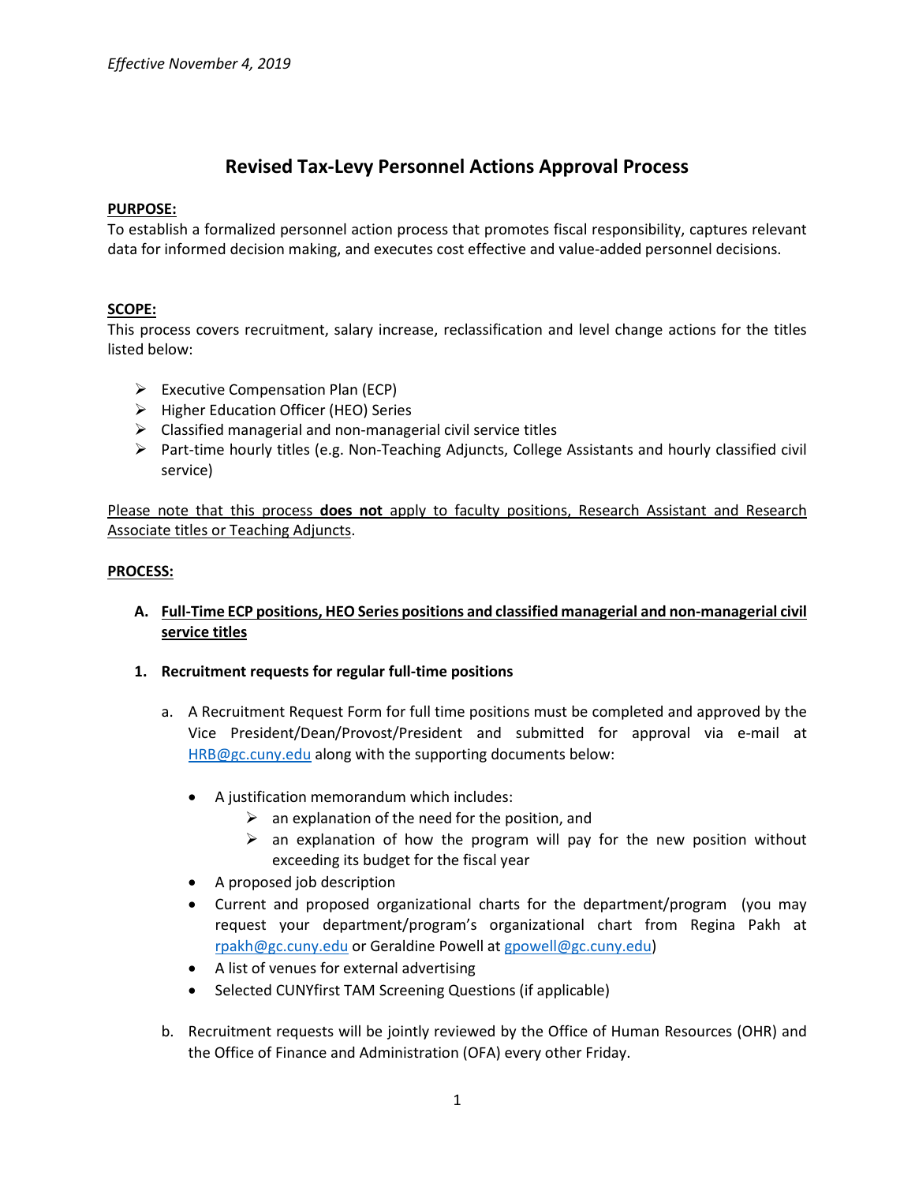*Effective November 4, 2019*

# Revised Tax-Levy Personnel Actions Approval Process

**PURPOSE:**

To establish a formalized personnel action process that promotes fiscal responsibility, captures relevant data for informed decision making, and executes cost effective and value-added personnel decisions.

**SCOPE:**

This process covers recruitment, salary increase, reclassification and level change actions for the titles listed below:

- Executive Compensation Plan (ECP)
- Higher Education Officer (HEO) Series
- Classified managerial and non-managerial civil service titles
- Part-time hourly titles (e.g. Non-Teaching Adjuncts, College Assistants and hourly classified civil service)

Please note that this process **does not** apply to faculty positions, Research Assistant and Research Associate titles or Teaching Adjuncts.

**PROCESS:**

**A. Full-Time ECP positions, HEO Series positions and classified managerial and non-managerial civil service titles**

**1. Recruitment requests for regular full-time positions**

a. A Recruitment Request Form for full time positions must be completed and approved by the Vice President/Dean/Provost/President and submitted for approval via e-mail at HRB@gc.cuny.edu along with the supporting documents below:

- A justification memorandum which includes:
  - an explanation of the need for the position, and
  - an explanation of how the program will pay for the new position without exceeding its budget for the fiscal year
- A proposed job description
- Current and proposed organizational charts for the department/program (you may request your department/program's organizational chart from Regina Pakh at rpakh@gc.cuny.edu or Geraldine Powell at gpowell@gc.cuny.edu)
- A list of venues for external advertising
- Selected CUNYfirst TAM Screening Questions (if applicable)

b. Recruitment requests will be jointly reviewed by the Office of Human Resources (OHR) and the Office of Finance and Administration (OFA) every other Friday.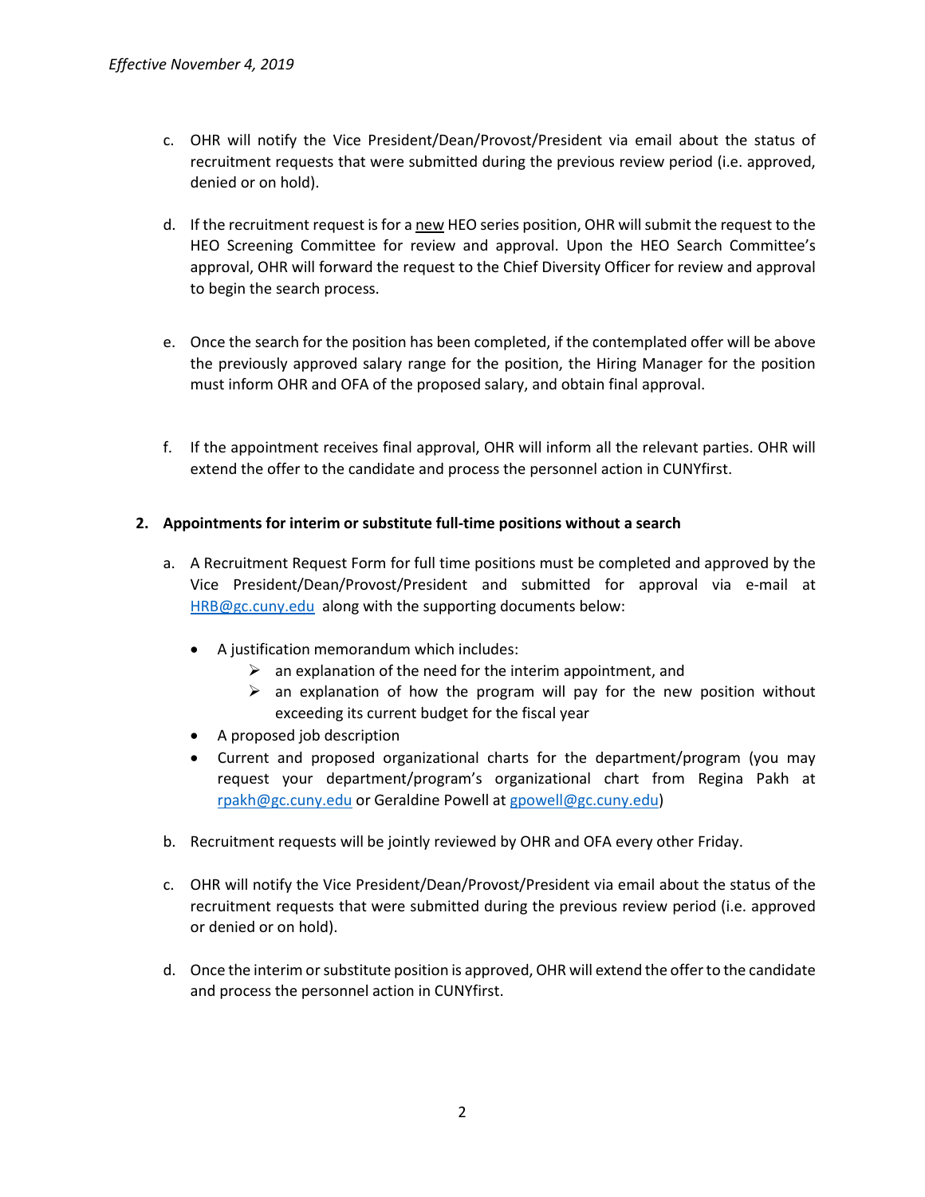*Effective November 4, 2019*

c. OHR will notify the Vice President/Dean/Provost/President via email about the status of recruitment requests that were submitted during the previous review period (i.e. approved, denied or on hold).

d. If the recruitment request is for a <u>new</u> HEO series position, OHR will submit the request to the HEO Screening Committee for review and approval. Upon the HEO Search Committee's approval, OHR will forward the request to the Chief Diversity Officer for review and approval to begin the search process.

e. Once the search for the position has been completed, if the contemplated offer will be above the previously approved salary range for the position, the Hiring Manager for the position must inform OHR and OFA of the proposed salary, and obtain final approval.

f. If the appointment receives final approval, OHR will inform all the relevant parties. OHR will extend the offer to the candidate and process the personnel action in CUNYfirst.

**2. Appointments for interim or substitute full-time positions without a search**

a. A Recruitment Request Form for full time positions must be completed and approved by the Vice President/Dean/Provost/President and submitted for approval via e-mail at [HRB@gc.cuny.edu](mailto:HRB@gc.cuny.edu) along with the supporting documents below:

- A justification memorandum which includes:
  - an explanation of the need for the interim appointment, and
  - an explanation of how the program will pay for the new position without exceeding its current budget for the fiscal year
- A proposed job description
- Current and proposed organizational charts for the department/program (you may request your department/program's organizational chart from Regina Pakh at [rpakh@gc.cuny.edu](mailto:rpakh@gc.cuny.edu) or Geraldine Powell at [gpowell@gc.cuny.edu](mailto:gpowell@gc.cuny.edu))

b. Recruitment requests will be jointly reviewed by OHR and OFA every other Friday.

c. OHR will notify the Vice President/Dean/Provost/President via email about the status of the recruitment requests that were submitted during the previous review period (i.e. approved or denied or on hold).

d. Once the interim or substitute position is approved, OHR will extend the offer to the candidate and process the personnel action in CUNYfirst.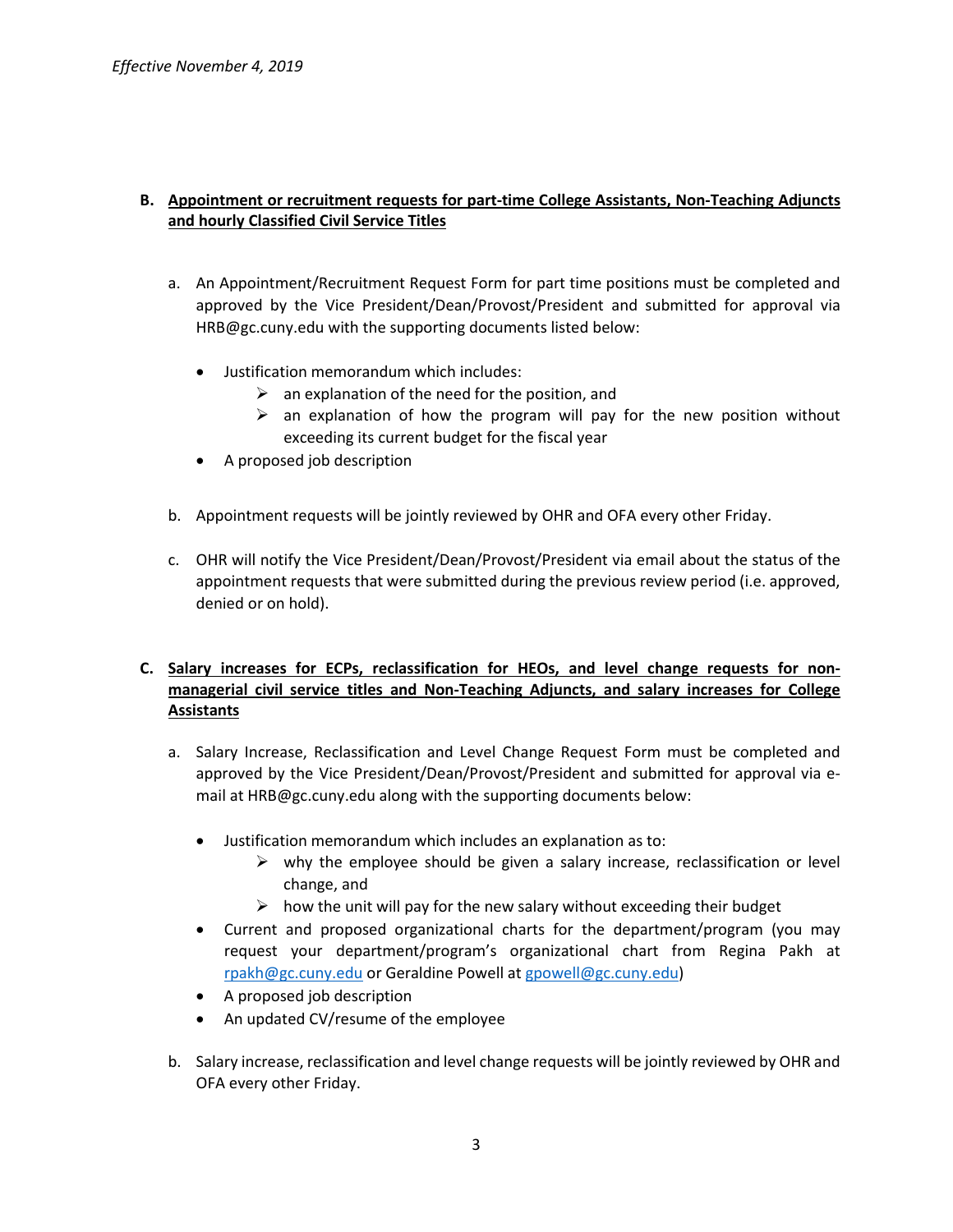*Effective November 4, 2019*

**B. Appointment or recruitment requests for part-time College Assistants, Non-Teaching Adjuncts and hourly Classified Civil Service Titles**

a. An Appointment/Recruitment Request Form for part time positions must be completed and approved by the Vice President/Dean/Provost/President and submitted for approval via HRB@gc.cuny.edu with the supporting documents listed below:

- Justification memorandum which includes:
  - an explanation of the need for the position, and
  - an explanation of how the program will pay for the new position without exceeding its current budget for the fiscal year
- A proposed job description

b. Appointment requests will be jointly reviewed by OHR and OFA every other Friday.

c. OHR will notify the Vice President/Dean/Provost/President via email about the status of the appointment requests that were submitted during the previous review period (i.e. approved, denied or on hold).

**C. Salary increases for ECPs, reclassification for HEOs, and level change requests for non-managerial civil service titles and Non-Teaching Adjuncts, and salary increases for College Assistants**

a. Salary Increase, Reclassification and Level Change Request Form must be completed and approved by the Vice President/Dean/Provost/President and submitted for approval via e-mail at HRB@gc.cuny.edu along with the supporting documents below:

- Justification memorandum which includes an explanation as to:
  - why the employee should be given a salary increase, reclassification or level change, and
  - how the unit will pay for the new salary without exceeding their budget
- Current and proposed organizational charts for the department/program (you may request your department/program's organizational chart from Regina Pakh at rpakh@gc.cuny.edu or Geraldine Powell at gpowell@gc.cuny.edu)
- A proposed job description
- An updated CV/resume of the employee

b. Salary increase, reclassification and level change requests will be jointly reviewed by OHR and OFA every other Friday.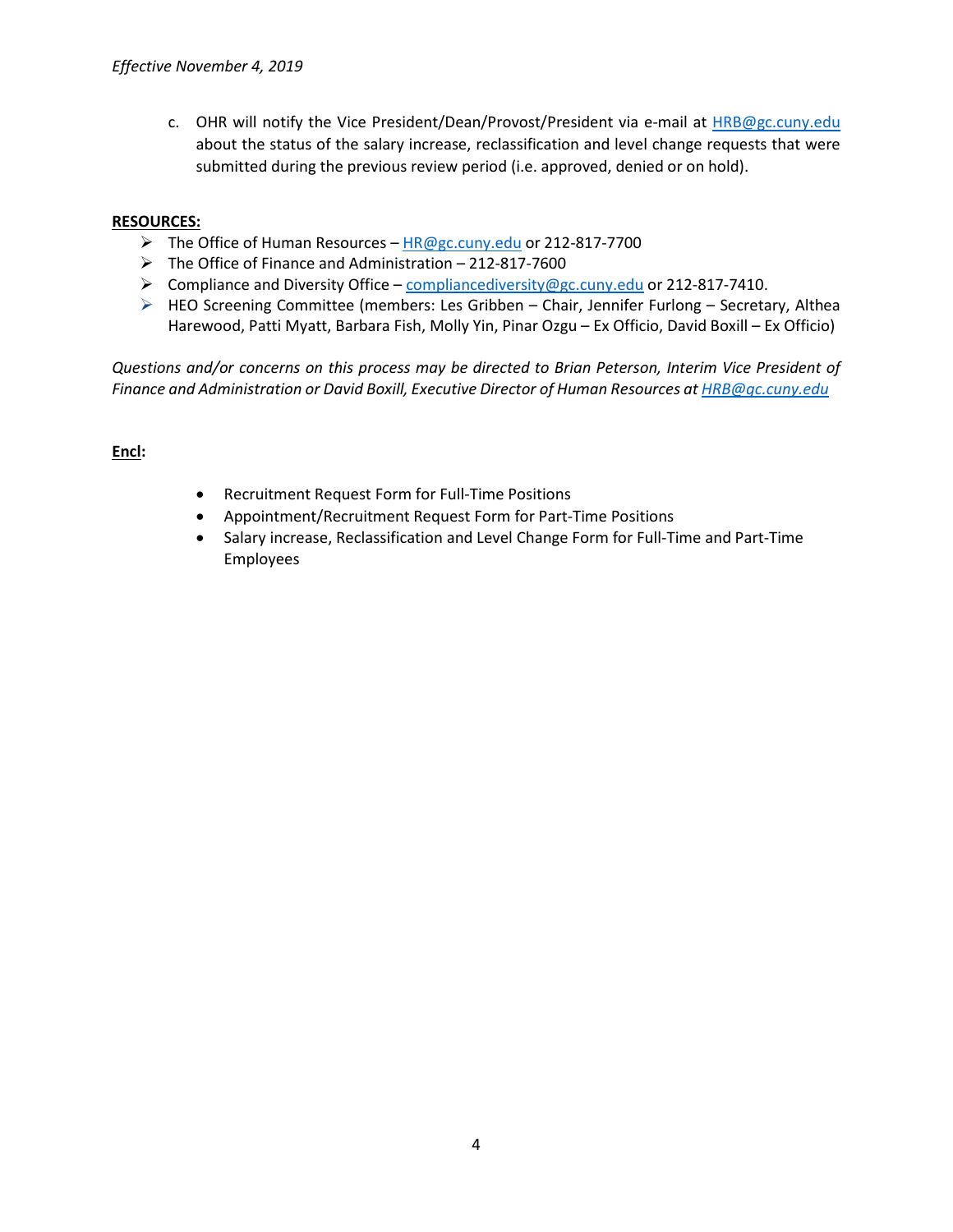c. OHR will notify the Vice President/Dean/Provost/President via e-mail at HRB@gc.cuny.edu about the status of the salary increase, reclassification and level change requests that were submitted during the previous review period (i.e. approved, denied or on hold).

**RESOURCES:**

- The Office of Human Resources – HR@gc.cuny.edu or 212-817-7700
- The Office of Finance and Administration – 212-817-7600
- Compliance and Diversity Office – compliancediversity@gc.cuny.edu or 212-817-7410.
- HEO Screening Committee (members: Les Gribben – Chair, Jennifer Furlong – Secretary, Althea Harewood, Patti Myatt, Barbara Fish, Molly Yin, Pinar Ozgu – Ex Officio, David Boxill – Ex Officio)

*Questions and/or concerns on this process may be directed to Brian Peterson, Interim Vice President of Finance and Administration or David Boxill, Executive Director of Human Resources at HRB@gc.cuny.edu*

**Encl:**

- Recruitment Request Form for Full-Time Positions
- Appointment/Recruitment Request Form for Part-Time Positions
- Salary increase, Reclassification and Level Change Form for Full-Time and Part-Time Employees